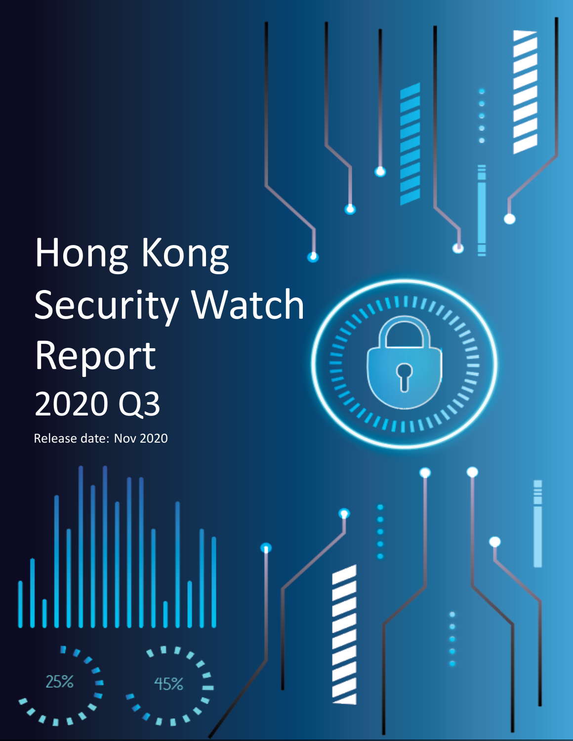# Hong Kong Security Watch Report

## 2020 Q3

Release date: Nov 2020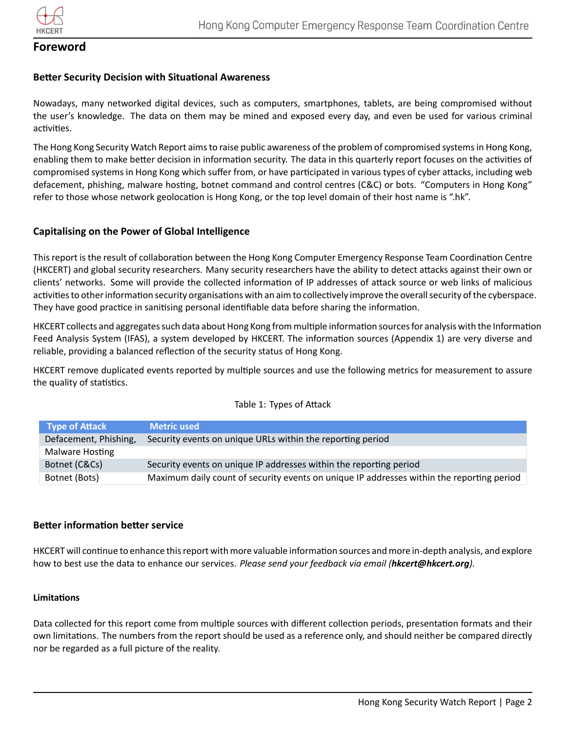# Foreword

## Better Security Decision with Situational Awareness

Nowadays, many networked digital devices, such as computers, smartphones, tablets, are being compromised without the user's knowledge. The data on them may be mined and exposed every day, and even be used for various criminal activities.

The Hong Kong Security Watch Report aims to raise public awareness of the problem of compromised systems in Hong Kong, enabling them to make better decision in information security. The data in this quarterly report focuses on the activities of compromised systems in Hong Kong which suffer from, or have participated in various types of cyber attacks, including web defacement, phishing, malware hosting, botnet command and control centres (C&C) or bots. "Computers in Hong Kong" refer to those whose network geolocation is Hong Kong, or the top level domain of their host name is ".hk".

## Capitalising on the Power of Global Intelligence

This report is the result of collaboration between the Hong Kong Computer Emergency Response Team Coordination Centre (HKCERT) and global security researchers. Many security researchers have the ability to detect attacks against their own or clients' networks. Some will provide the collected information of IP addresses of attack source or web links of malicious activities to other information security organisations with an aim to collectively improve the overall security of the cyberspace. They have good practice in sanitising personal identifiable data before sharing the information.

HKCERT collects and aggregates such data about Hong Kong from multiple information sources for analysis with the Information Feed Analysis System (IFAS), a system developed by HKCERT. The information sources (Appendix 1) are very diverse and reliable, providing a balanced reflection of the security status of Hong Kong.

HKCERT remove duplicated events reported by multiple sources and use the following metrics for measurement to assure the quality of statistics.

Table 1: Types of Attack

| Type of Attack | Metric used |
|---|---|
| Defacement, Phishing, Malware Hosting | Security events on unique URLs within the reporting period |
| Botnet (C&Cs) | Security events on unique IP addresses within the reporting period |
| Botnet (Bots) | Maximum daily count of security events on unique IP addresses within the reporting period |

## Better information better service

HKCERT will continue to enhance this report with more valuable information sources and more in-depth analysis, and explore how to best use the data to enhance our services. *Please send your feedback via email (**hkcert@hkcert.org**).*

### Limitations

Data collected for this report come from multiple sources with different collection periods, presentation formats and their own limitations. The numbers from the report should be used as a reference only, and should neither be compared directly nor be regarded as a full picture of the reality.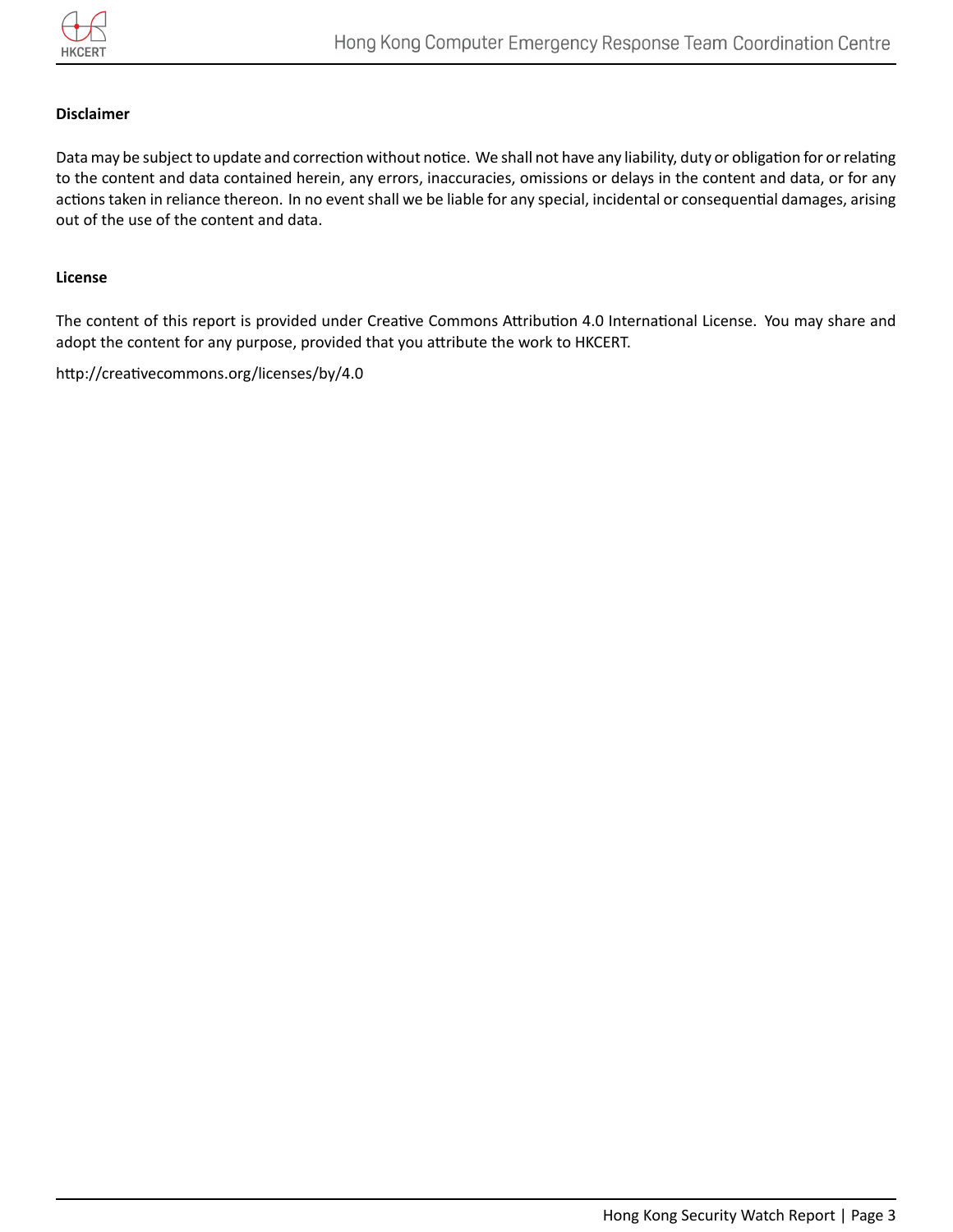**Disclaimer**

Data may be subject to update and correction without notice. We shall not have any liability, duty or obligation for or relating to the content and data contained herein, any errors, inaccuracies, omissions or delays in the content and data, or for any actions taken in reliance thereon. In no event shall we be liable for any special, incidental or consequential damages, arising out of the use of the content and data.

**License**

The content of this report is provided under Creative Commons Attribution 4.0 International License. You may share and adopt the content for any purpose, provided that you attribute the work to HKCERT.

http://creativecommons.org/licenses/by/4.0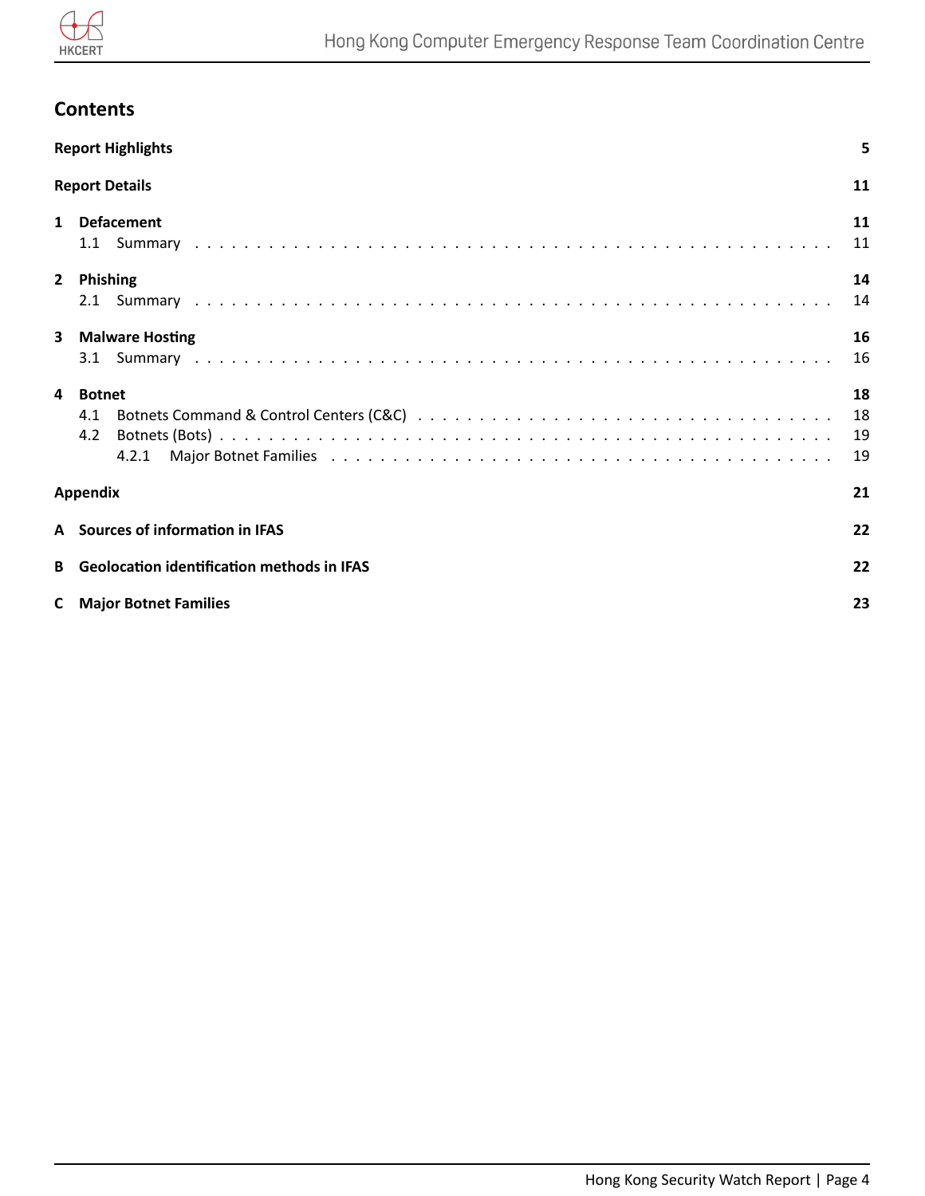# Contents

**Report Highlights** 5

**Report Details** 11

**1 Defacement** 11

- 1.1 Summary ... 11

**2 Phishing** 14

- 2.1 Summary ... 14

**3 Malware Hosting** 16

- 3.1 Summary ... 16

**4 Botnet** 18

- 4.1 Botnets Command & Control Centers (C&C) ... 18
- 4.2 Botnets (Bots) ... 19
  - 4.2.1 Major Botnet Families ... 19

**Appendix** 21

**A Sources of information in IFAS** 22

**B Geolocation identification methods in IFAS** 22

**C Major Botnet Families** 23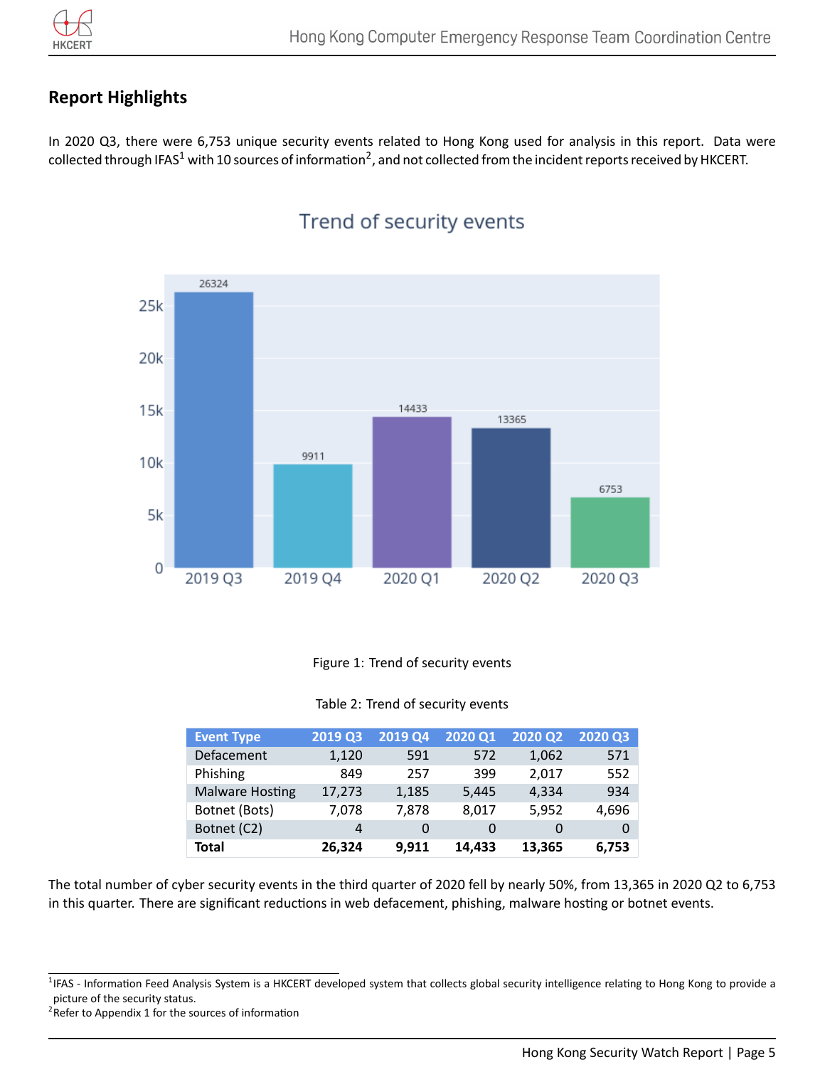## Report Highlights

In 2020 Q3, there were 6,753 unique security events related to Hong Kong used for analysis in this report. Data were collected through IFAS[1] with 10 sources of information[2], and not collected from the incident reports received by HKCERT.

Figure 1: Trend of security events

Table 2: Trend of security events

| Event Type | 2019 Q3 | 2019 Q4 | 2020 Q1 | 2020 Q2 | 2020 Q3 |
|---|---|---|---|---|---|
| Defacement | 1,120 | 591 | 572 | 1,062 | 571 |
| Phishing | 849 | 257 | 399 | 2,017 | 552 |
| Malware Hosting | 17,273 | 1,185 | 5,445 | 4,334 | 934 |
| Botnet (Bots) | 7,078 | 7,878 | 8,017 | 5,952 | 4,696 |
| Botnet (C2) | 4 | 0 | 0 | 0 | 0 |
| **Total** | **26,324** | **9,911** | **14,433** | **13,365** | **6,753** |

The total number of cyber security events in the third quarter of 2020 fell by nearly 50%, from 13,365 in 2020 Q2 to 6,753 in this quarter. There are significant reductions in web defacement, phishing, malware hosting or botnet events.

[1] IFAS - Information Feed Analysis System is a HKCERT developed system that collects global security intelligence relating to Hong Kong to provide a picture of the security status.

[2] Refer to Appendix 1 for the sources of information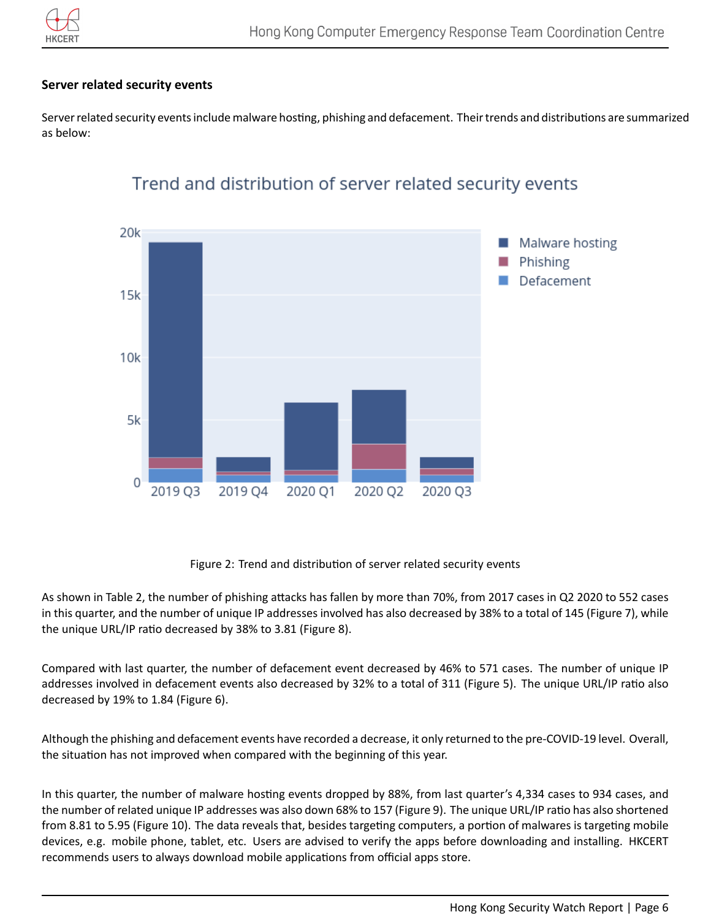### Server related security events

Server related security events include malware hosting, phishing and defacement. Their trends and distributions are summarized as below:

Figure 2: Trend and distribution of server related security events

As shown in Table 2, the number of phishing attacks has fallen by more than 70%, from 2017 cases in Q2 2020 to 552 cases in this quarter, and the number of unique IP addresses involved has also decreased by 38% to a total of 145 (Figure 7), while the unique URL/IP ratio decreased by 38% to 3.81 (Figure 8).

Compared with last quarter, the number of defacement event decreased by 46% to 571 cases. The number of unique IP addresses involved in defacement events also decreased by 32% to a total of 311 (Figure 5). The unique URL/IP ratio also decreased by 19% to 1.84 (Figure 6).

Although the phishing and defacement events have recorded a decrease, it only returned to the pre-COVID-19 level. Overall, the situation has not improved when compared with the beginning of this year.

In this quarter, the number of malware hosting events dropped by 88%, from last quarter's 4,334 cases to 934 cases, and the number of related unique IP addresses was also down 68% to 157 (Figure 9). The unique URL/IP ratio has also shortened from 8.81 to 5.95 (Figure 10). The data reveals that, besides targeting computers, a portion of malwares is targeting mobile devices, e.g. mobile phone, tablet, etc. Users are advised to verify the apps before downloading and installing. HKCERT recommends users to always download mobile applications from official apps store.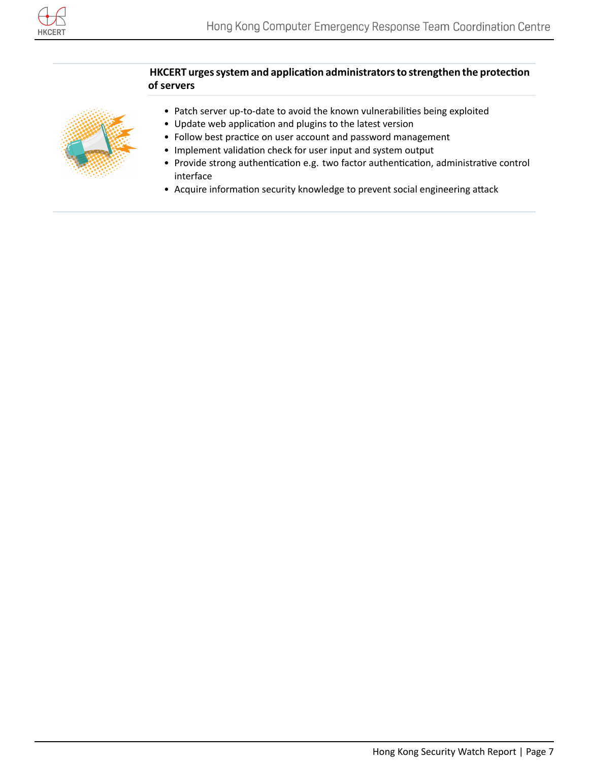**HKCERT urges system and application administrators to strengthen the protection of servers**

- Patch server up-to-date to avoid the known vulnerabilities being exploited
- Update web application and plugins to the latest version
- Follow best practice on user account and password management
- Implement validation check for user input and system output
- Provide strong authentication e.g. two factor authentication, administrative control interface
- Acquire information security knowledge to prevent social engineering attack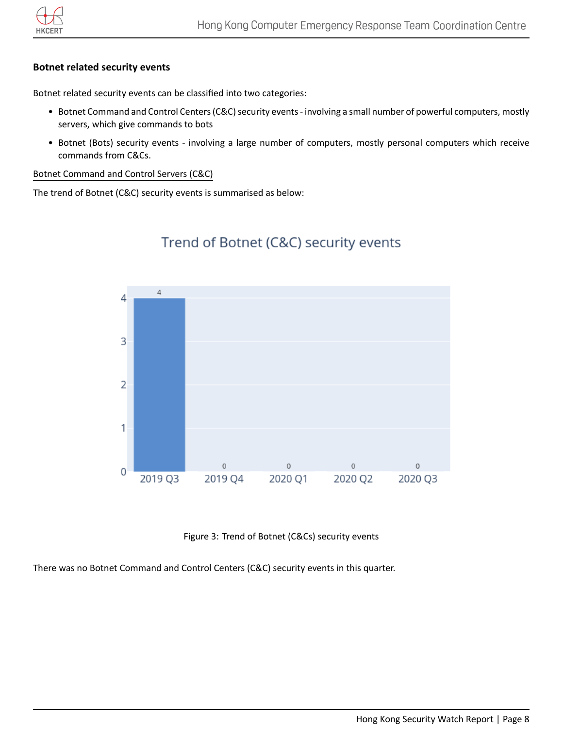### Botnet related security events

Botnet related security events can be classified into two categories:

- Botnet Command and Control Centers (C&C) security events - involving a small number of powerful computers, mostly servers, which give commands to bots
- Botnet (Bots) security events - involving a large number of computers, mostly personal computers which receive commands from C&Cs.

Botnet Command and Control Servers (C&C)

The trend of Botnet (C&C) security events is summarised as below:

Figure 3: Trend of Botnet (C&Cs) security events

There was no Botnet Command and Control Centers (C&C) security events in this quarter.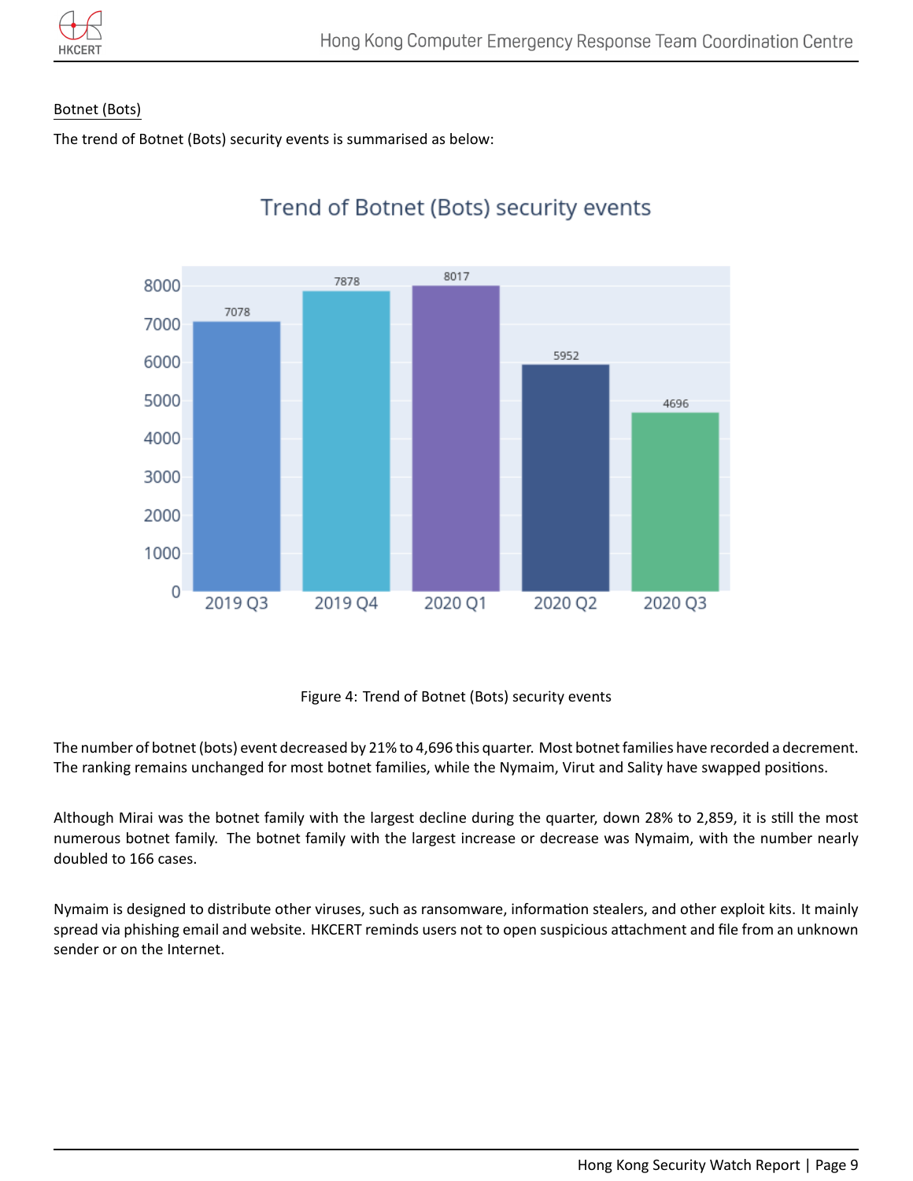Botnet (Bots)

The trend of Botnet (Bots) security events is summarised as below:

Figure 4: Trend of Botnet (Bots) security events

The number of botnet (bots) event decreased by 21% to 4,696 this quarter. Most botnet families have recorded a decrement. The ranking remains unchanged for most botnet families, while the Nymaim, Virut and Sality have swapped positions.

Although Mirai was the botnet family with the largest decline during the quarter, down 28% to 2,859, it is still the most numerous botnet family. The botnet family with the largest increase or decrease was Nymaim, with the number nearly doubled to 166 cases.

Nymaim is designed to distribute other viruses, such as ransomware, information stealers, and other exploit kits. It mainly spread via phishing email and website. HKCERT reminds users not to open suspicious attachment and file from an unknown sender or on the Internet.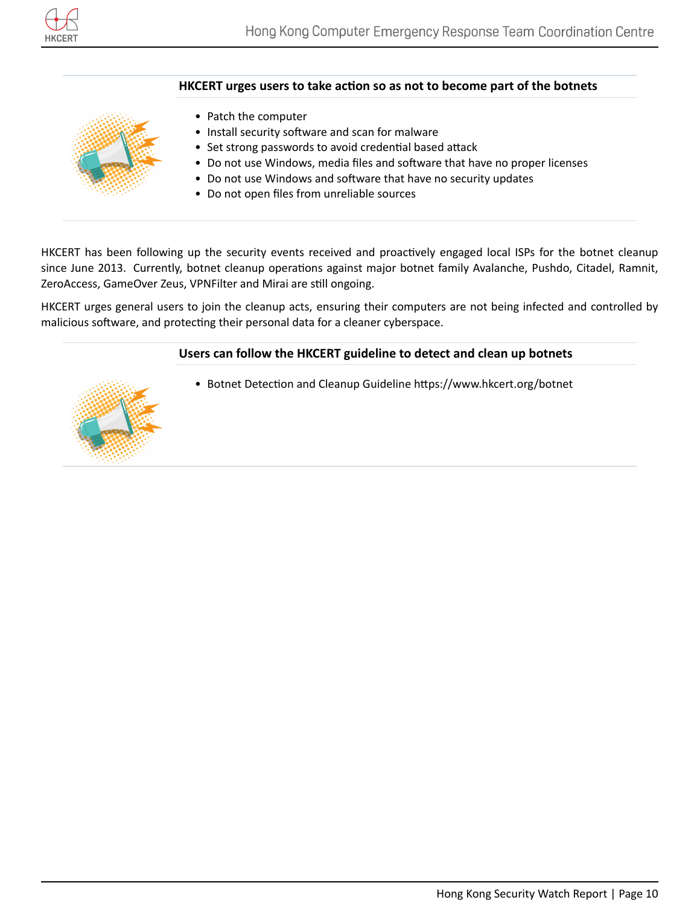**HKCERT urges users to take action so as not to become part of the botnets**

- Patch the computer
- Install security software and scan for malware
- Set strong passwords to avoid credential based attack
- Do not use Windows, media files and software that have no proper licenses
- Do not use Windows and software that have no security updates
- Do not open files from unreliable sources

HKCERT has been following up the security events received and proactively engaged local ISPs for the botnet cleanup since June 2013. Currently, botnet cleanup operations against major botnet family Avalanche, Pushdo, Citadel, Ramnit, ZeroAccess, GameOver Zeus, VPNFilter and Mirai are still ongoing.

HKCERT urges general users to join the cleanup acts, ensuring their computers are not being infected and controlled by malicious software, and protecting their personal data for a cleaner cyberspace.

**Users can follow the HKCERT guideline to detect and clean up botnets**

- Botnet Detection and Cleanup Guideline https://www.hkcert.org/botnet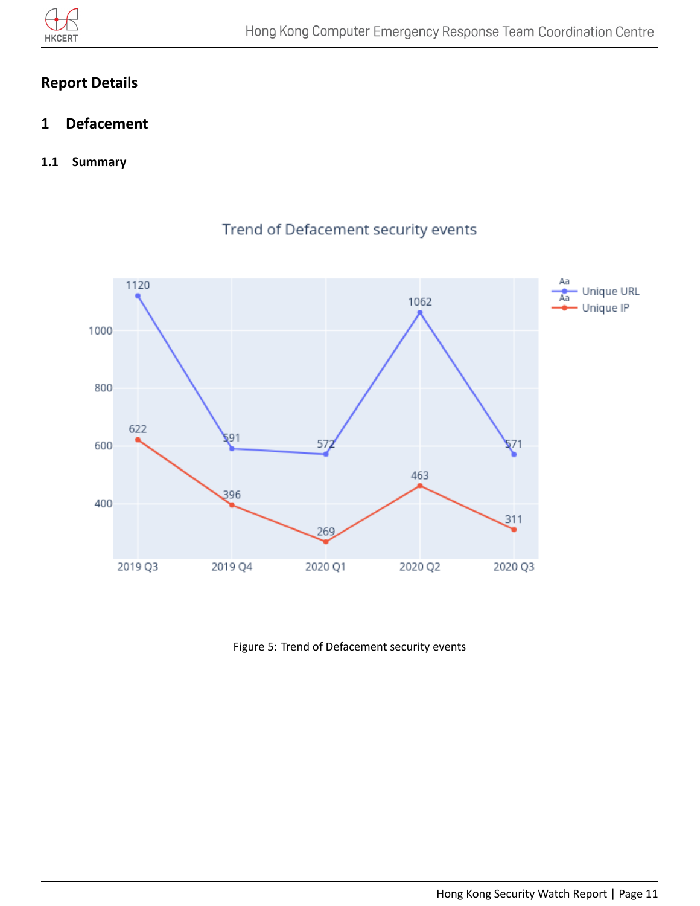# Report Details

## 1 Defacement

### 1.1 Summary

Figure 5: Trend of Defacement security events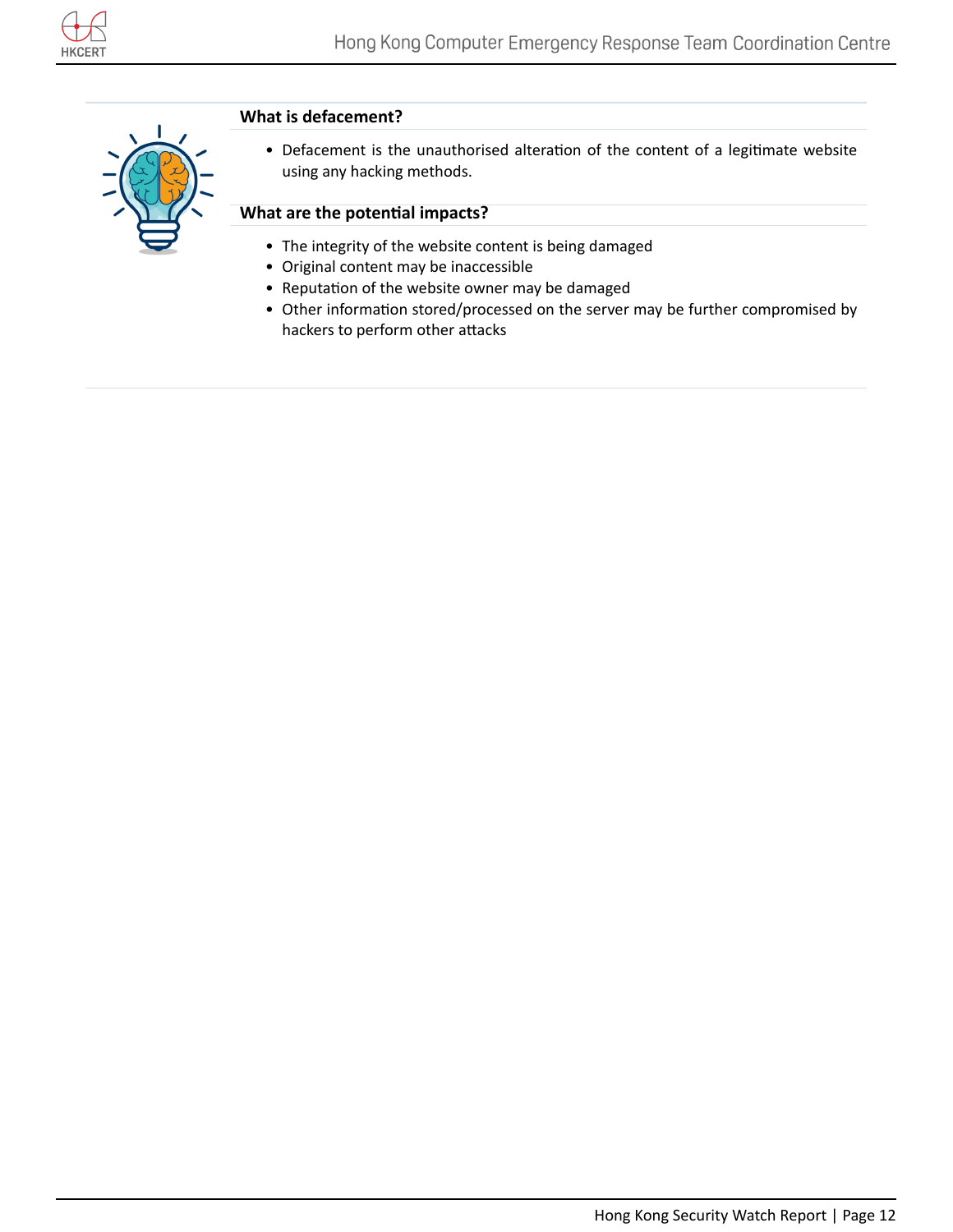### What is defacement?

- Defacement is the unauthorised alteration of the content of a legitimate website using any hacking methods.

### What are the potential impacts?

- The integrity of the website content is being damaged
- Original content may be inaccessible
- Reputation of the website owner may be damaged
- Other information stored/processed on the server may be further compromised by hackers to perform other attacks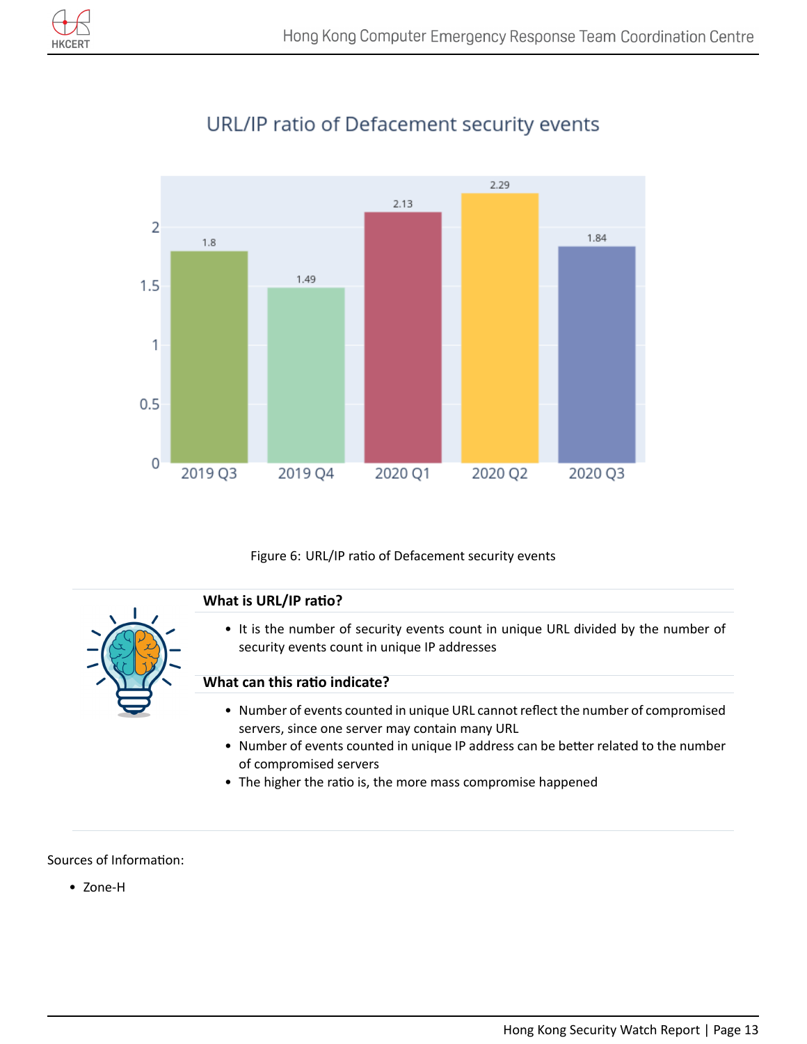## URL/IP ratio of Defacement security events

| Quarter | URL/IP ratio |
|---|---|
| 2019 Q3 | 1.8 |
| 2019 Q4 | 1.49 |
| 2020 Q1 | 2.13 |
| 2020 Q2 | 2.29 |
| 2020 Q3 | 1.84 |

Figure 6: URL/IP ratio of Defacement security events

**What is URL/IP ratio?**

- It is the number of security events count in unique URL divided by the number of security events count in unique IP addresses

**What can this ratio indicate?**

- Number of events counted in unique URL cannot reflect the number of compromised servers, since one server may contain many URL
- Number of events counted in unique IP address can be better related to the number of compromised servers
- The higher the ratio is, the more mass compromise happened

Sources of Information:

- Zone-H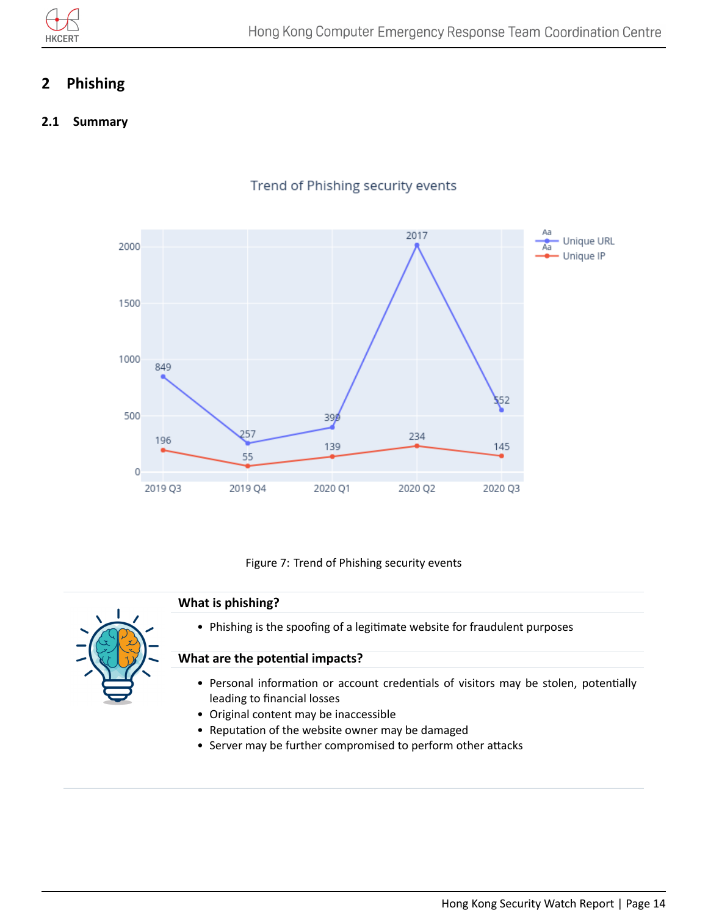## 2 Phishing

### 2.1 Summary

Figure 7: Trend of Phishing security events

**What is phishing?**

- Phishing is the spoofing of a legitimate website for fraudulent purposes

**What are the potential impacts?**

- Personal information or account credentials of visitors may be stolen, potentially leading to financial losses
- Original content may be inaccessible
- Reputation of the website owner may be damaged
- Server may be further compromised to perform other attacks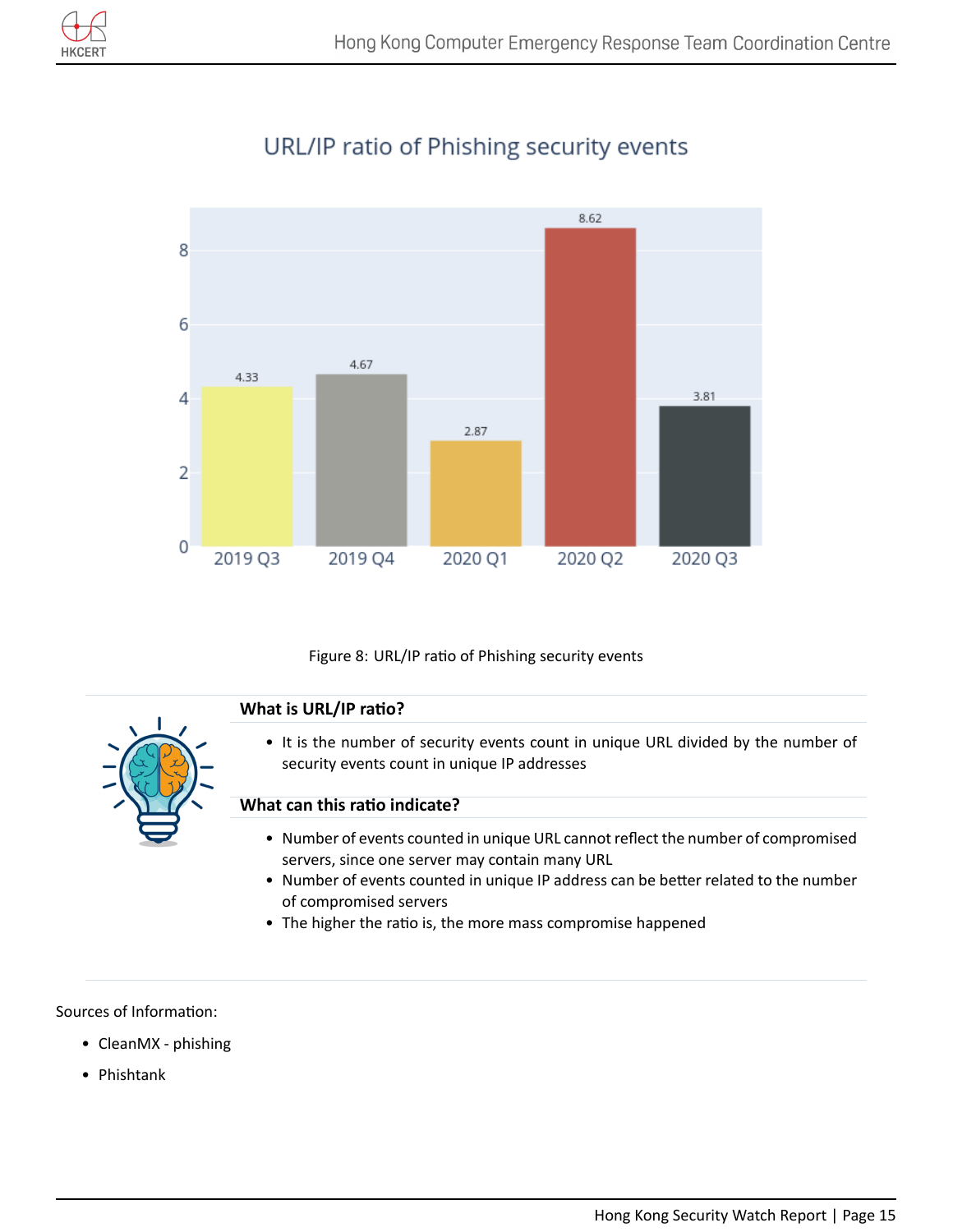## URL/IP ratio of Phishing security events

| Period | URL/IP ratio |
|---|---|
| 2019 Q3 | 4.33 |
| 2019 Q4 | 4.67 |
| 2020 Q1 | 2.87 |
| 2020 Q2 | 8.62 |
| 2020 Q3 | 3.81 |

Figure 8: URL/IP ratio of Phishing security events

**What is URL/IP ratio?**

- It is the number of security events count in unique URL divided by the number of security events count in unique IP addresses

**What can this ratio indicate?**

- Number of events counted in unique URL cannot reflect the number of compromised servers, since one server may contain many URL
- Number of events counted in unique IP address can be better related to the number of compromised servers
- The higher the ratio is, the more mass compromise happened

Sources of Information:

- CleanMX - phishing
- Phishtank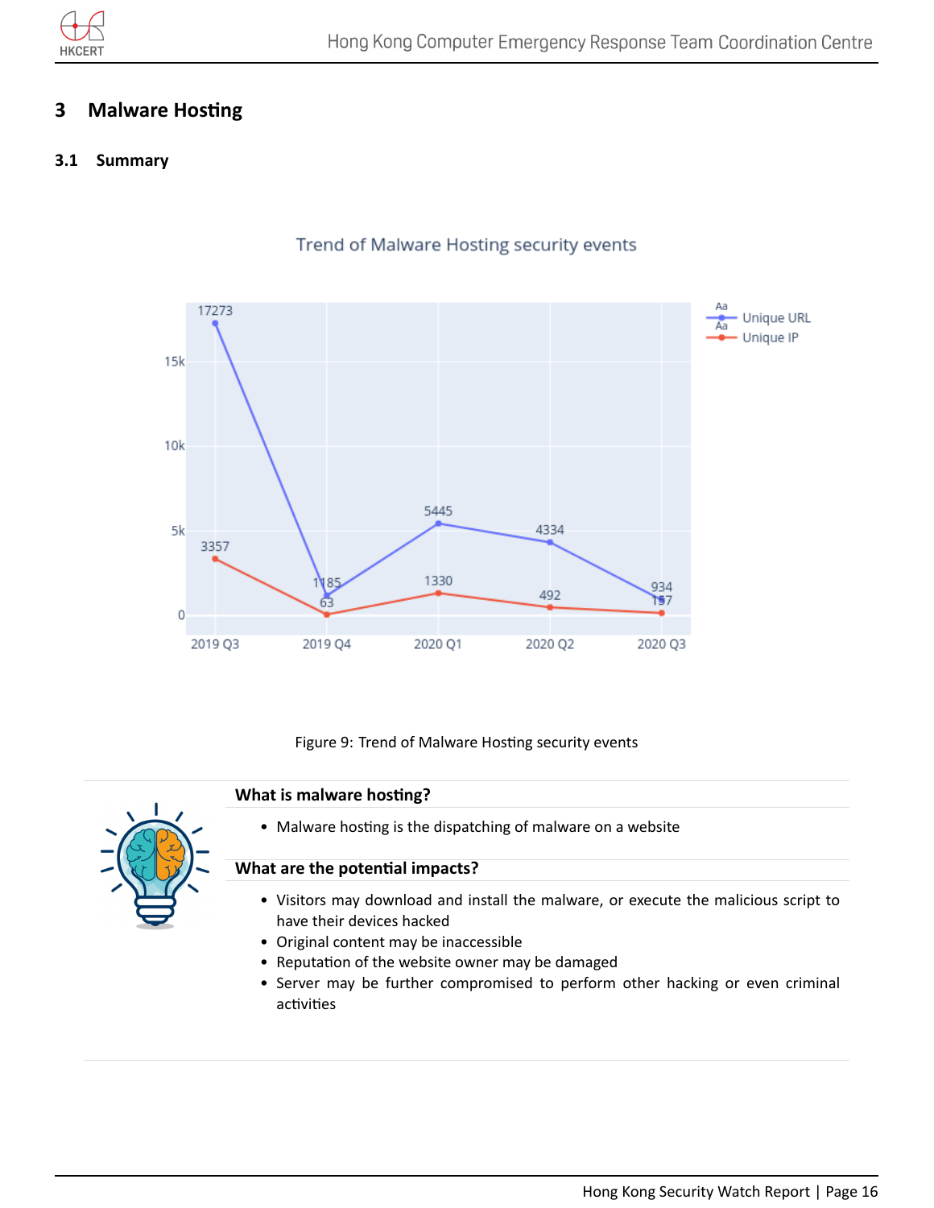# 3 Malware Hosting

## 3.1 Summary

Figure 9: Trend of Malware Hosting security events

**What is malware hosting?**

- Malware hosting is the dispatching of malware on a website

**What are the potential impacts?**

- Visitors may download and install the malware, or execute the malicious script to have their devices hacked
- Original content may be inaccessible
- Reputation of the website owner may be damaged
- Server may be further compromised to perform other hacking or even criminal activities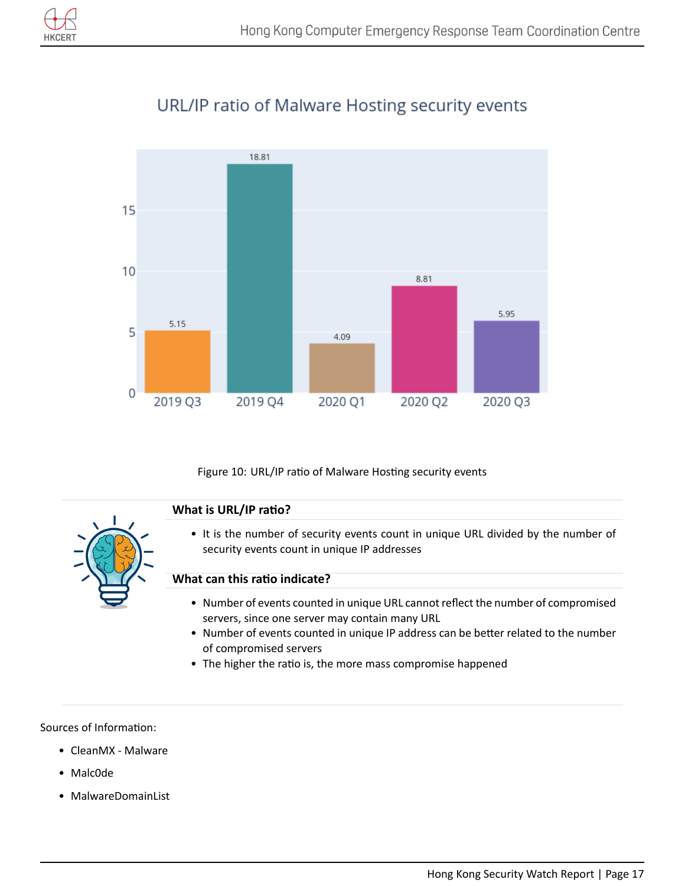## URL/IP ratio of Malware Hosting security events

| Quarter | URL/IP ratio |
|---|---|
| 2019 Q3 | 5.15 |
| 2019 Q4 | 18.81 |
| 2020 Q1 | 4.09 |
| 2020 Q2 | 8.81 |
| 2020 Q3 | 5.95 |

Figure 10: URL/IP ratio of Malware Hosting security events

**What is URL/IP ratio?**

- It is the number of security events count in unique URL divided by the number of security events count in unique IP addresses

**What can this ratio indicate?**

- Number of events counted in unique URL cannot reflect the number of compromised servers, since one server may contain many URL
- Number of events counted in unique IP address can be better related to the number of compromised servers
- The higher the ratio is, the more mass compromise happened

Sources of Information:

- CleanMX - Malware
- Malc0de
- MalwareDomainList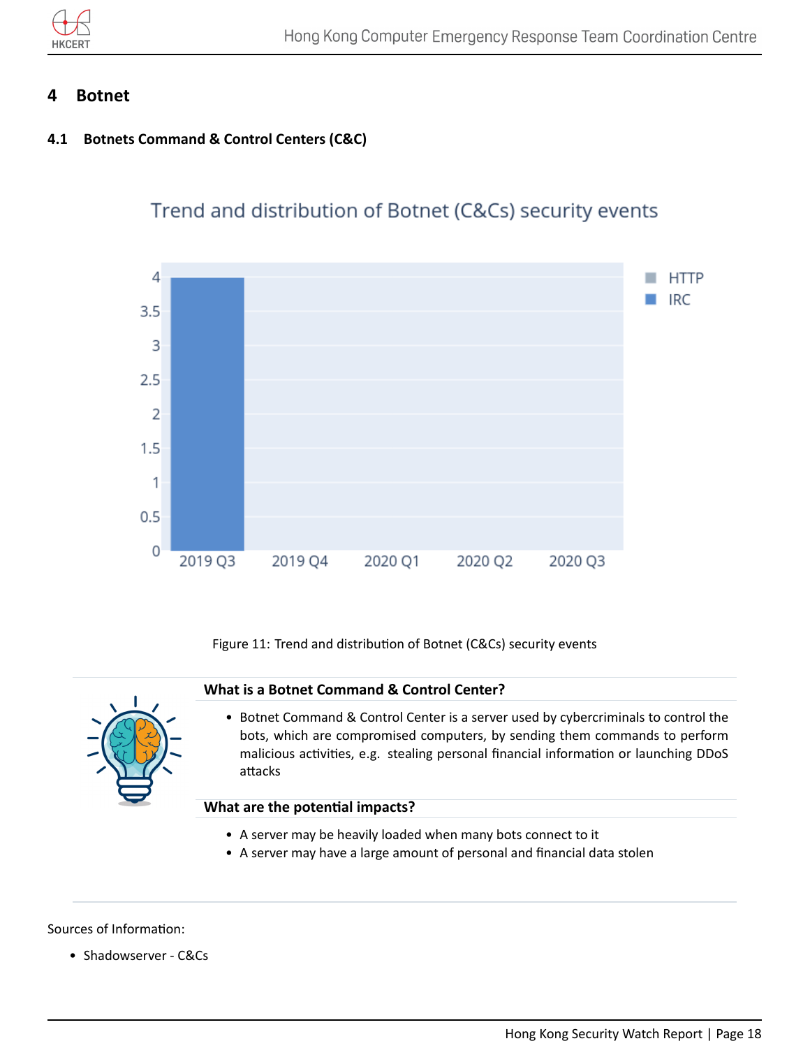# 4 Botnet

## 4.1 Botnets Command & Control Centers (C&C)

Figure 11: Trend and distribution of Botnet (C&Cs) security events

**What is a Botnet Command & Control Center?**

- Botnet Command & Control Center is a server used by cybercriminals to control the bots, which are compromised computers, by sending them commands to perform malicious activities, e.g. stealing personal financial information or launching DDoS attacks

**What are the potential impacts?**

- A server may be heavily loaded when many bots connect to it
- A server may have a large amount of personal and financial data stolen

Sources of Information:

- Shadowserver - C&Cs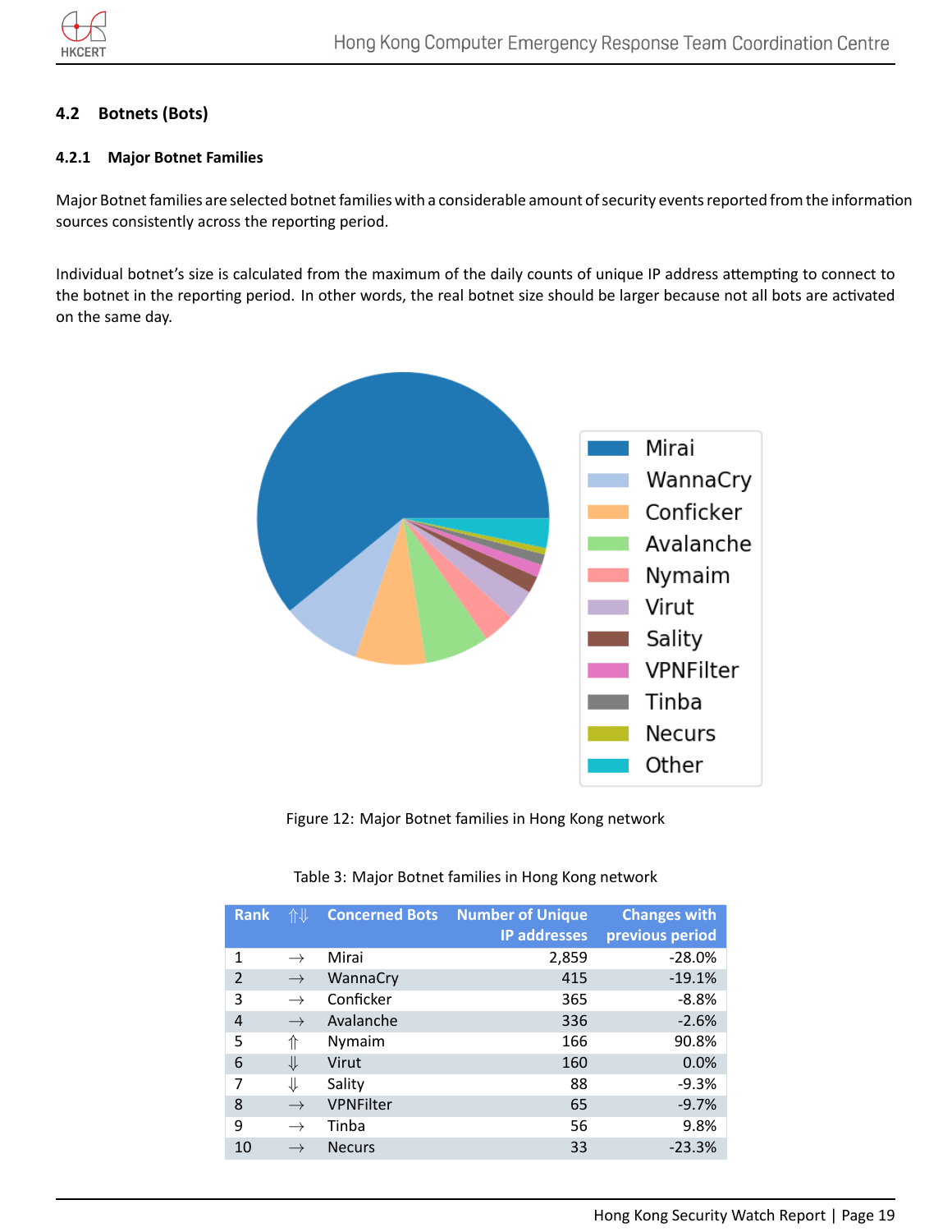### 4.2 Botnets (Bots)

#### 4.2.1 Major Botnet Families

Major Botnet families are selected botnet families with a considerable amount of security events reported from the information sources consistently across the reporting period.

Individual botnet's size is calculated from the maximum of the daily counts of unique IP address attempting to connect to the botnet in the reporting period. In other words, the real botnet size should be larger because not all bots are activated on the same day.

Figure 12: Major Botnet families in Hong Kong network

Table 3: Major Botnet families in Hong Kong network

| Rank | ⇑⇓ | Concerned Bots | Number of Unique IP addresses | Changes with previous period |
|---|---|---|---|---|
| 1 | → | Mirai | 2,859 | -28.0% |
| 2 | → | WannaCry | 415 | -19.1% |
| 3 | → | Conficker | 365 | -8.8% |
| 4 | → | Avalanche | 336 | -2.6% |
| 5 | ⇑ | Nymaim | 166 | 90.8% |
| 6 | ⇓ | Virut | 160 | 0.0% |
| 7 | ⇓ | Sality | 88 | -9.3% |
| 8 | → | VPNFilter | 65 | -9.7% |
| 9 | → | Tinba | 56 | 9.8% |
| 10 | → | Necurs | 33 | -23.3% |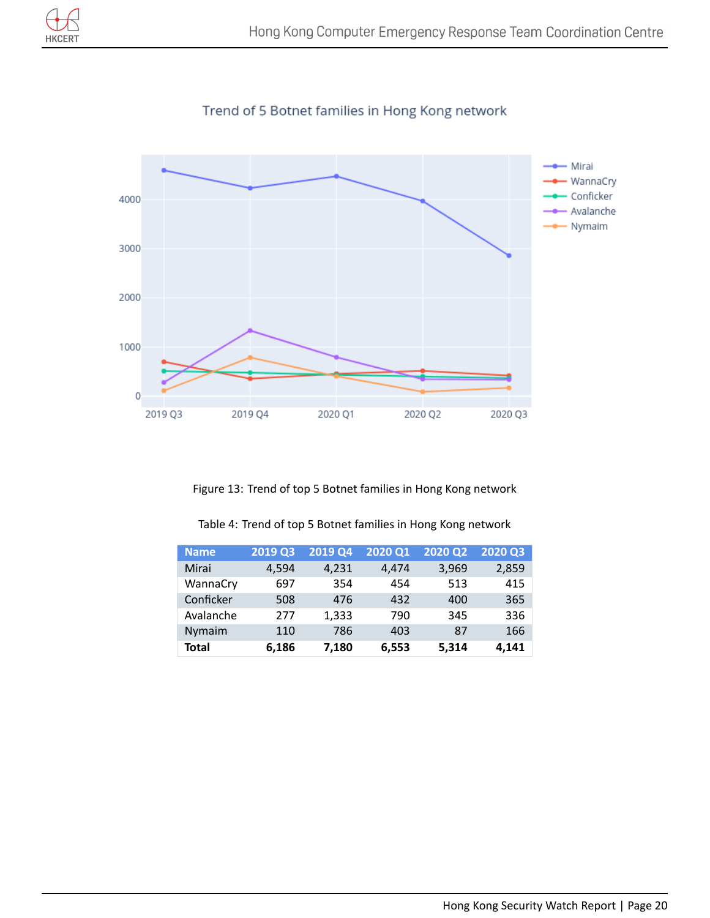Figure 13: Trend of top 5 Botnet families in Hong Kong network

Table 4: Trend of top 5 Botnet families in Hong Kong network

| Name | 2019 Q3 | 2019 Q4 | 2020 Q1 | 2020 Q2 | 2020 Q3 |
|---|---|---|---|---|---|
| Mirai | 4,594 | 4,231 | 4,474 | 3,969 | 2,859 |
| WannaCry | 697 | 354 | 454 | 513 | 415 |
| Conficker | 508 | 476 | 432 | 400 | 365 |
| Avalanche | 277 | 1,333 | 790 | 345 | 336 |
| Nymaim | 110 | 786 | 403 | 87 | 166 |
| **Total** | **6,186** | **7,180** | **6,553** | **5,314** | **4,141** |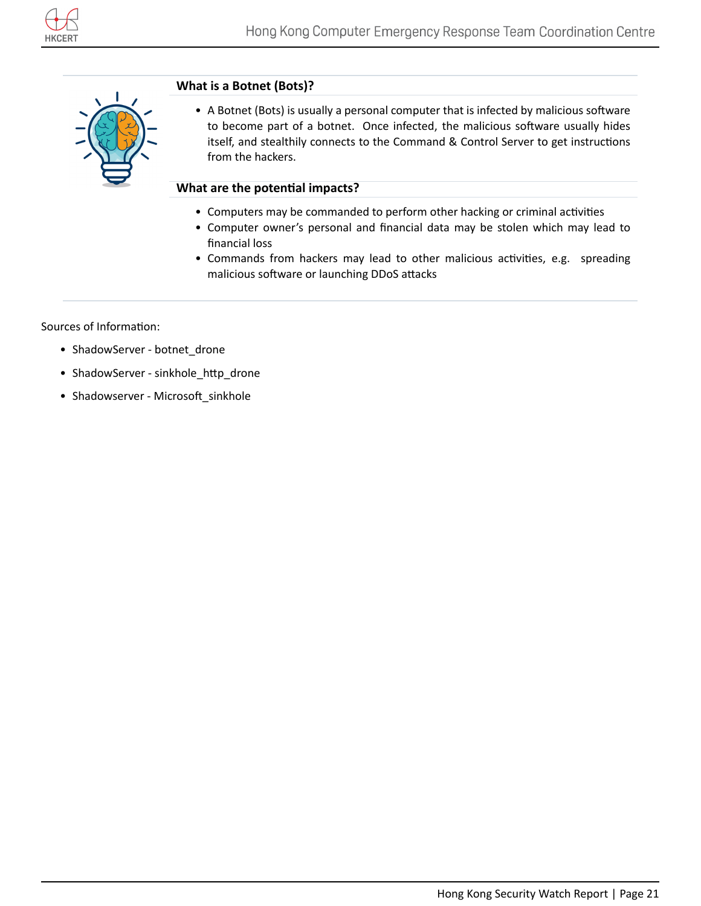### What is a Botnet (Bots)?

- A Botnet (Bots) is usually a personal computer that is infected by malicious software to become part of a botnet. Once infected, the malicious software usually hides itself, and stealthily connects to the Command & Control Server to get instructions from the hackers.

### What are the potential impacts?

- Computers may be commanded to perform other hacking or criminal activities
- Computer owner's personal and financial data may be stolen which may lead to financial loss
- Commands from hackers may lead to other malicious activities, e.g. spreading malicious software or launching DDoS attacks

Sources of Information:

- ShadowServer - botnet_drone
- ShadowServer - sinkhole_http_drone
- Shadowserver - Microsoft_sinkhole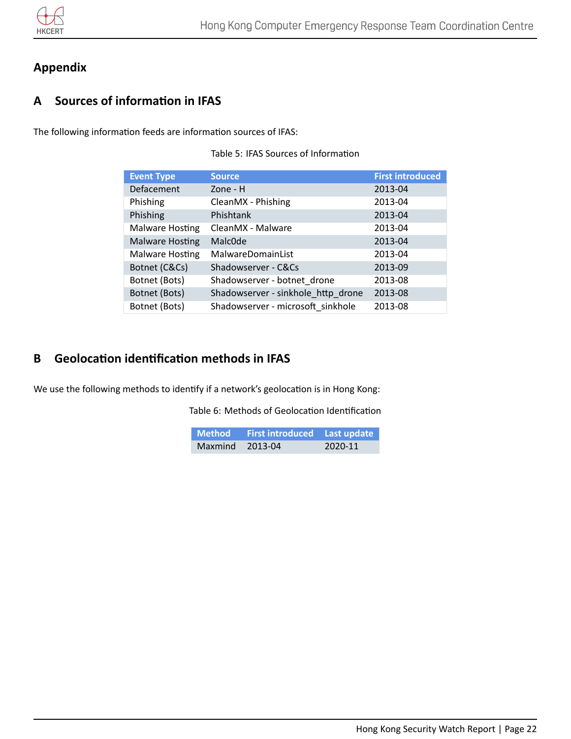# Appendix

## A Sources of information in IFAS

The following information feeds are information sources of IFAS:

Table 5: IFAS Sources of Information

| Event Type | Source | First introduced |
|---|---|---|
| Defacement | Zone - H | 2013-04 |
| Phishing | CleanMX - Phishing | 2013-04 |
| Phishing | Phishtank | 2013-04 |
| Malware Hosting | CleanMX - Malware | 2013-04 |
| Malware Hosting | Malc0de | 2013-04 |
| Malware Hosting | MalwareDomainList | 2013-04 |
| Botnet (C&Cs) | Shadowserver - C&Cs | 2013-09 |
| Botnet (Bots) | Shadowserver - botnet_drone | 2013-08 |
| Botnet (Bots) | Shadowserver - sinkhole_http_drone | 2013-08 |
| Botnet (Bots) | Shadowserver - microsoft_sinkhole | 2013-08 |

## B Geolocation identification methods in IFAS

We use the following methods to identify if a network's geolocation is in Hong Kong:

Table 6: Methods of Geolocation Identification

| Method | First introduced | Last update |
|---|---|---|
| Maxmind | 2013-04 | 2020-11 |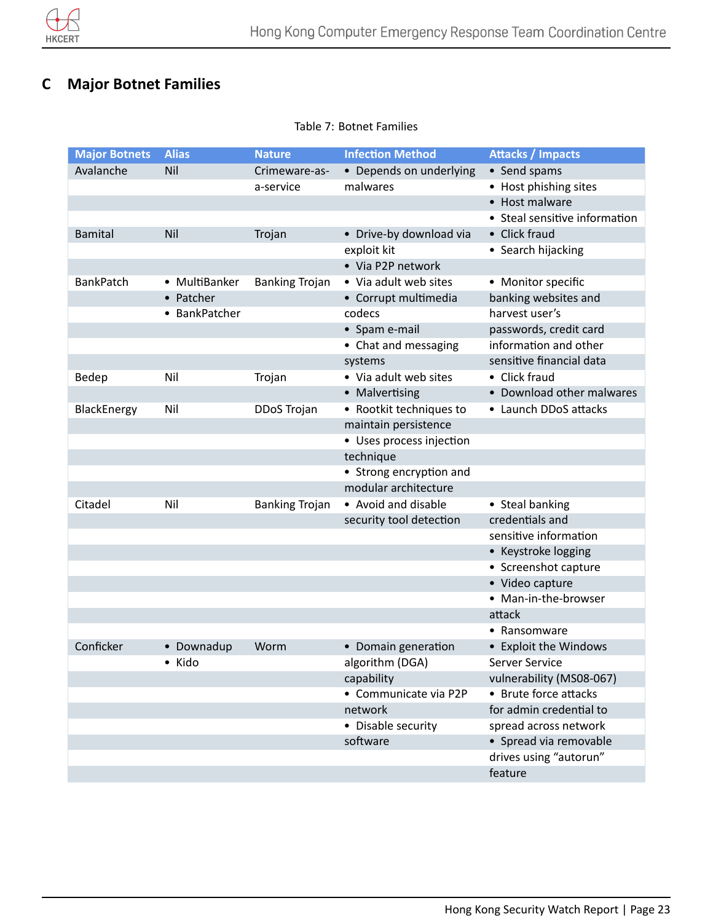## C Major Botnet Families

Table 7: Botnet Families

| Major Botnets | Alias | Nature | Infection Method | Attacks / Impacts |
|---|---|---|---|---|
| Avalanche | Nil | Crimeware-as-a-service | • Depends on underlying malwares | • Send spams<br>• Host phishing sites<br>• Host malware<br>• Steal sensitive information |
| Bamital | Nil | Trojan | • Drive-by download via exploit kit<br>• Via P2P network | • Click fraud<br>• Search hijacking |
| BankPatch | • MultiBanker<br>• Patcher<br>• BankPatcher | Banking Trojan | • Via adult web sites<br>• Corrupt multimedia codecs<br>• Spam e-mail<br>• Chat and messaging systems | • Monitor specific banking websites and harvest user's passwords, credit card information and other sensitive financial data |
| Bedep | Nil | Trojan | • Via adult web sites<br>• Malvertising | • Click fraud<br>• Download other malwares |
| BlackEnergy | Nil | DDoS Trojan | • Rootkit techniques to maintain persistence<br>• Uses process injection technique<br>• Strong encryption and modular architecture | • Launch DDoS attacks |
| Citadel | Nil | Banking Trojan | • Avoid and disable security tool detection | • Steal banking credentials and sensitive information<br>• Keystroke logging<br>• Screenshot capture<br>• Video capture<br>• Man-in-the-browser attack<br>• Ransomware |
| Conficker | • Downadup<br>• Kido | Worm | • Domain generation algorithm (DGA) capability<br>• Communicate via P2P network<br>• Disable security software | • Exploit the Windows Server Service vulnerability (MS08-067)<br>• Brute force attacks for admin credential to spread across network<br>• Spread via removable drives using "autorun" feature |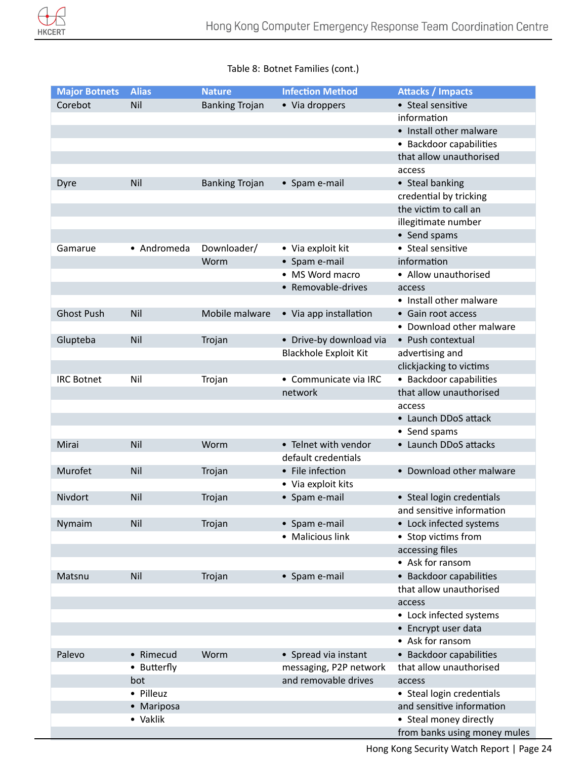Table 8: Botnet Families (cont.)

| Major Botnets | Alias | Nature | Infection Method | Attacks / Impacts |
|---|---|---|---|---|
| Corebot | Nil | Banking Trojan | • Via droppers | • Steal sensitive information<br>• Install other malware<br>• Backdoor capabilities that allow unauthorised access |
| Dyre | Nil | Banking Trojan | • Spam e-mail | • Steal banking credential by tricking the victim to call an illegitimate number<br>• Send spams |
| Gamarue | • Andromeda | Downloader/ Worm | • Via exploit kit<br>• Spam e-mail<br>• MS Word macro<br>• Removable-drives | • Steal sensitive information<br>• Allow unauthorised access<br>• Install other malware |
| Ghost Push | Nil | Mobile malware | • Via app installation | • Gain root access<br>• Download other malware |
| Glupteba | Nil | Trojan | • Drive-by download via Blackhole Exploit Kit | • Push contextual advertising and clickjacking to victims |
| IRC Botnet | Nil | Trojan | • Communicate via IRC network | • Backdoor capabilities that allow unauthorised access<br>• Launch DDoS attack<br>• Send spams |
| Mirai | Nil | Worm | • Telnet with vendor default credentials | • Launch DDoS attacks |
| Murofet | Nil | Trojan | • File infection<br>• Via exploit kits | • Download other malware |
| Nivdort | Nil | Trojan | • Spam e-mail | • Steal login credentials and sensitive information |
| Nymaim | Nil | Trojan | • Spam e-mail<br>• Malicious link | • Lock infected systems<br>• Stop victims from accessing files<br>• Ask for ransom |
| Matsnu | Nil | Trojan | • Spam e-mail | • Backdoor capabilities that allow unauthorised access<br>• Lock infected systems<br>• Encrypt user data<br>• Ask for ransom |
| Palevo | • Rimecud<br>• Butterfly bot<br>• Pilleuz<br>• Mariposa<br>• Vaklik | Worm | • Spread via instant messaging, P2P network and removable drives | • Backdoor capabilities that allow unauthorised access<br>• Steal login credentials and sensitive information<br>• Steal money directly from banks using money mules |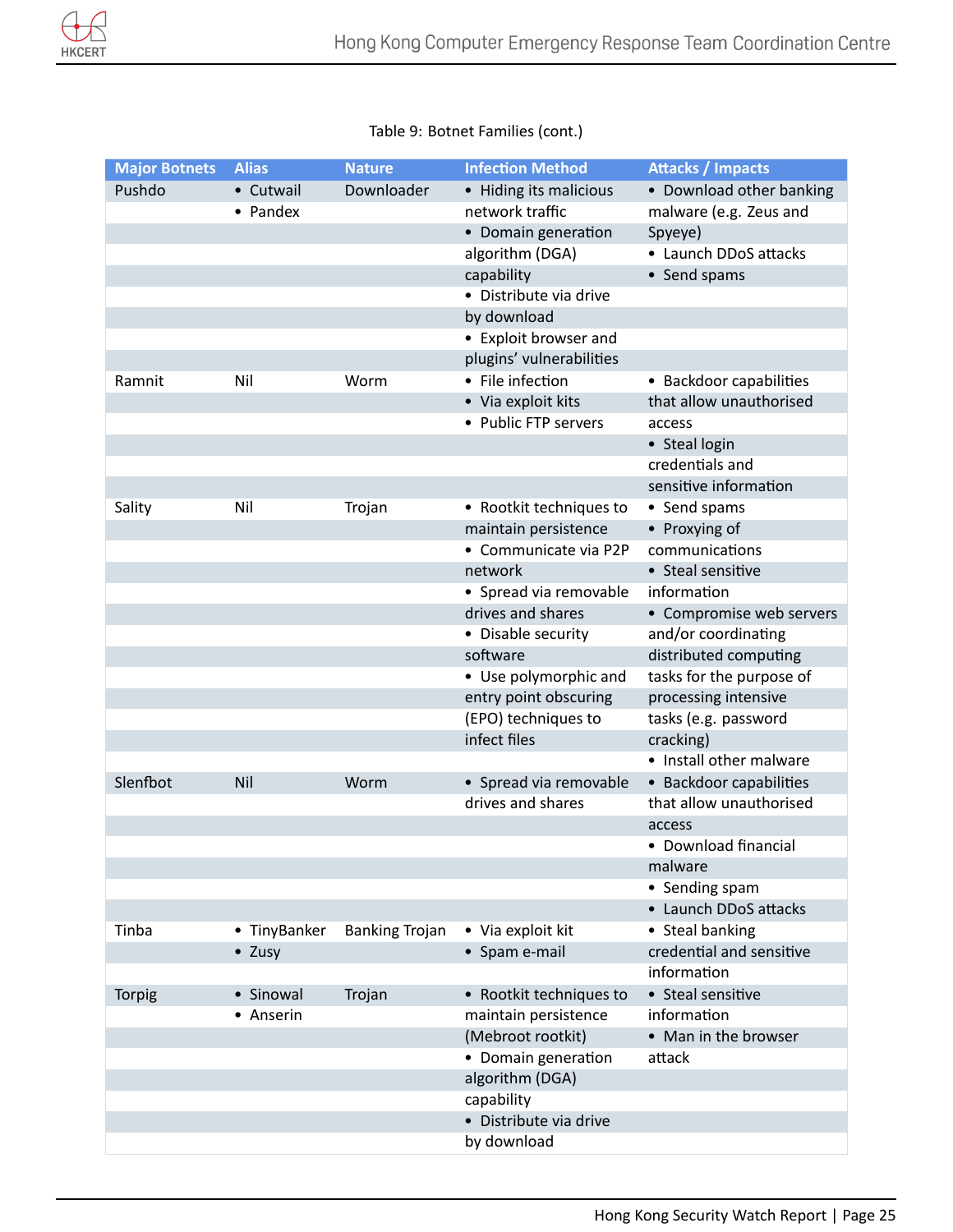Table 9: Botnet Families (cont.)

| Major Botnets | Alias | Nature | Infection Method | Attacks / Impacts |
|---|---|---|---|---|
| Pushdo | • Cutwail<br>• Pandex | Downloader | • Hiding its malicious network traffic<br>• Domain generation algorithm (DGA) capability<br>• Distribute via drive by download<br>• Exploit browser and plugins' vulnerabilities | • Download other banking malware (e.g. Zeus and Spyeye)<br>• Launch DDoS attacks<br>• Send spams |
| Ramnit | Nil | Worm | • File infection<br>• Via exploit kits<br>• Public FTP servers | • Backdoor capabilities that allow unauthorised access<br>• Steal login credentials and sensitive information |
| Sality | Nil | Trojan | • Rootkit techniques to maintain persistence<br>• Communicate via P2P network<br>• Spread via removable drives and shares<br>• Disable security software<br>• Use polymorphic and entry point obscuring (EPO) techniques to infect files | • Send spams<br>• Proxying of communications<br>• Steal sensitive information<br>• Compromise web servers and/or coordinating distributed computing tasks for the purpose of processing intensive tasks (e.g. password cracking)<br>• Install other malware |
| Slenfbot | Nil | Worm | • Spread via removable drives and shares | • Backdoor capabilities that allow unauthorised access<br>• Download financial malware<br>• Sending spam<br>• Launch DDoS attacks |
| Tinba | • TinyBanker<br>• Zusy | Banking Trojan | • Via exploit kit<br>• Spam e-mail | • Steal banking credential and sensitive information |
| Torpig | • Sinowal<br>• Anserin | Trojan | • Rootkit techniques to maintain persistence (Mebroot rootkit)<br>• Domain generation algorithm (DGA) capability<br>• Distribute via drive by download | • Steal sensitive information<br>• Man in the browser attack |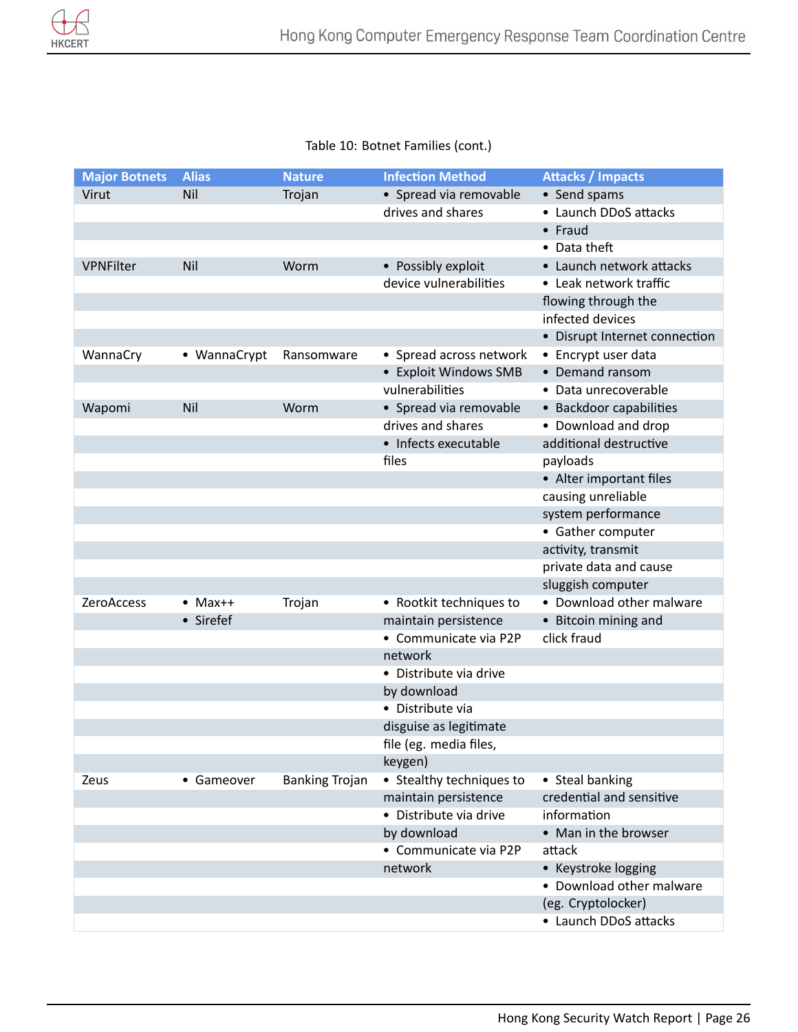Table 10: Botnet Families (cont.)

| Major Botnets | Alias | Nature | Infection Method | Attacks / Impacts |
|---|---|---|---|---|
| Virut | Nil | Trojan | • Spread via removable drives and shares | • Send spams<br>• Launch DDoS attacks<br>• Fraud<br>• Data theft |
| VPNFilter | Nil | Worm | • Possibly exploit device vulnerabilities | • Launch network attacks<br>• Leak network traffic flowing through the infected devices<br>• Disrupt Internet connection |
| WannaCry | • WannaCrypt | Ransomware | • Spread across network<br>• Exploit Windows SMB vulnerabilities | • Encrypt user data<br>• Demand ransom<br>• Data unrecoverable |
| Wapomi | Nil | Worm | • Spread via removable drives and shares<br>• Infects executable files | • Backdoor capabilities<br>• Download and drop additional destructive payloads<br>• Alter important files causing unreliable system performance<br>• Gather computer activity, transmit private data and cause sluggish computer |
| ZeroAccess | • Max++<br>• Sirefef | Trojan | • Rootkit techniques to maintain persistence<br>• Communicate via P2P network<br>• Distribute via drive by download<br>• Distribute via disguise as legitimate file (eg. media files, keygen) | • Download other malware<br>• Bitcoin mining and click fraud |
| Zeus | • Gameover | Banking Trojan | • Stealthy techniques to maintain persistence<br>• Distribute via drive by download<br>• Communicate via P2P network | • Steal banking credential and sensitive information<br>• Man in the browser attack<br>• Keystroke logging<br>• Download other malware (eg. Cryptolocker)<br>• Launch DDoS attacks |